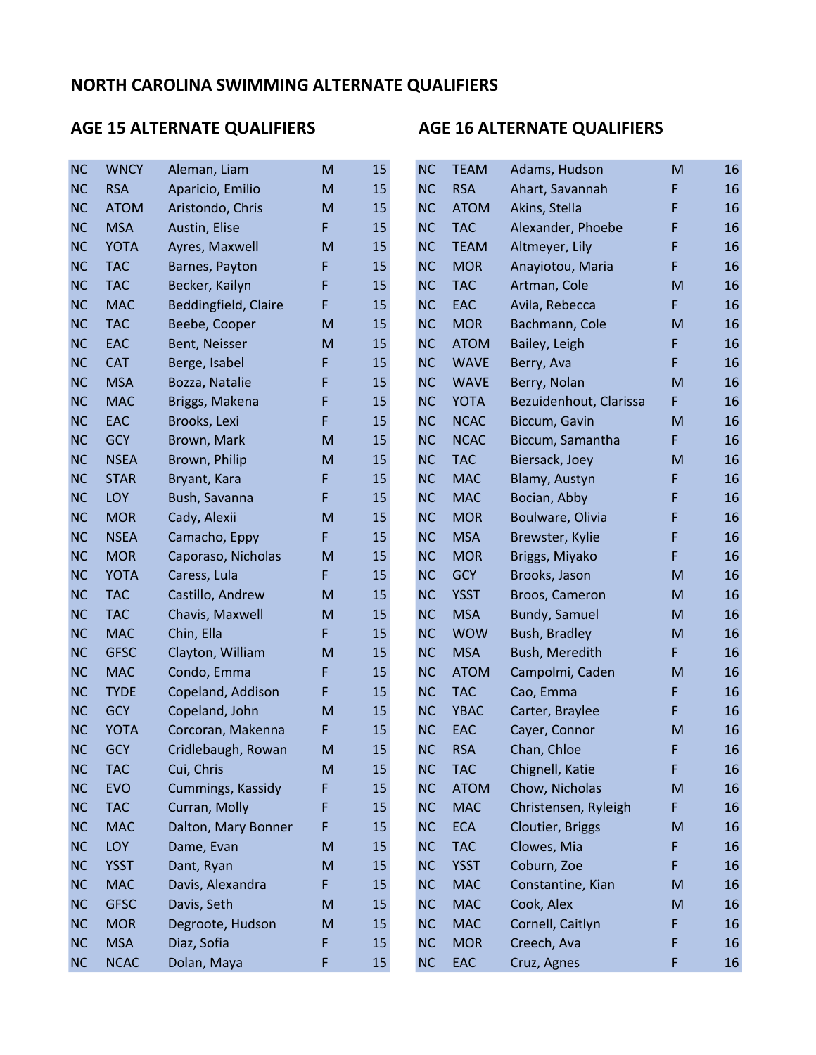# NORTH CAROLINA SWIMMING ALTERNATE QUALIFIERS

## AGE 15 ALTERNATE QUALIFIERS

| | | | | |
|---|---|---|---|---|
| NC | WNCY | Aleman, Liam | M | 15 |
| NC | RSA | Aparicio, Emilio | M | 15 |
| NC | ATOM | Aristondo, Chris | M | 15 |
| NC | MSA | Austin, Elise | F | 15 |
| NC | YOTA | Ayres, Maxwell | M | 15 |
| NC | TAC | Barnes, Payton | F | 15 |
| NC | TAC | Becker, Kailyn | F | 15 |
| NC | MAC | Beddingfield, Claire | F | 15 |
| NC | TAC | Beebe, Cooper | M | 15 |
| NC | EAC | Bent, Neisser | M | 15 |
| NC | CAT | Berge, Isabel | F | 15 |
| NC | MSA | Bozza, Natalie | F | 15 |
| NC | MAC | Briggs, Makena | F | 15 |
| NC | EAC | Brooks, Lexi | F | 15 |
| NC | GCY | Brown, Mark | M | 15 |
| NC | NSEA | Brown, Philip | M | 15 |
| NC | STAR | Bryant, Kara | F | 15 |
| NC | LOY | Bush, Savanna | F | 15 |
| NC | MOR | Cady, Alexii | M | 15 |
| NC | NSEA | Camacho, Eppy | F | 15 |
| NC | MOR | Caporaso, Nicholas | M | 15 |
| NC | YOTA | Caress, Lula | F | 15 |
| NC | TAC | Castillo, Andrew | M | 15 |
| NC | TAC | Chavis, Maxwell | M | 15 |
| NC | MAC | Chin, Ella | F | 15 |
| NC | GFSC | Clayton, William | M | 15 |
| NC | MAC | Condo, Emma | F | 15 |
| NC | TYDE | Copeland, Addison | F | 15 |
| NC | GCY | Copeland, John | M | 15 |
| NC | YOTA | Corcoran, Makenna | F | 15 |
| NC | GCY | Cridlebaugh, Rowan | M | 15 |
| NC | TAC | Cui, Chris | M | 15 |
| NC | EVO | Cummings, Kassidy | F | 15 |
| NC | TAC | Curran, Molly | F | 15 |
| NC | MAC | Dalton, Mary Bonner | F | 15 |
| NC | LOY | Dame, Evan | M | 15 |
| NC | YSST | Dant, Ryan | M | 15 |
| NC | MAC | Davis, Alexandra | F | 15 |
| NC | GFSC | Davis, Seth | M | 15 |
| NC | MOR | Degroote, Hudson | M | 15 |
| NC | MSA | Diaz, Sofia | F | 15 |
| NC | NCAC | Dolan, Maya | F | 15 |

## AGE 16 ALTERNATE QUALIFIERS

| | | | | |
|---|---|---|---|---|
| NC | TEAM | Adams, Hudson | M | 16 |
| NC | RSA | Ahart, Savannah | F | 16 |
| NC | ATOM | Akins, Stella | F | 16 |
| NC | TAC | Alexander, Phoebe | F | 16 |
| NC | TEAM | Altmeyer, Lily | F | 16 |
| NC | MOR | Anayiotou, Maria | F | 16 |
| NC | TAC | Artman, Cole | M | 16 |
| NC | EAC | Avila, Rebecca | F | 16 |
| NC | MOR | Bachmann, Cole | M | 16 |
| NC | ATOM | Bailey, Leigh | F | 16 |
| NC | WAVE | Berry, Ava | F | 16 |
| NC | WAVE | Berry, Nolan | M | 16 |
| NC | YOTA | Bezuidenhout, Clarissa | F | 16 |
| NC | NCAC | Biccum, Gavin | M | 16 |
| NC | NCAC | Biccum, Samantha | F | 16 |
| NC | TAC | Biersack, Joey | M | 16 |
| NC | MAC | Blamy, Austyn | F | 16 |
| NC | MAC | Bocian, Abby | F | 16 |
| NC | MOR | Boulware, Olivia | F | 16 |
| NC | MSA | Brewster, Kylie | F | 16 |
| NC | MOR | Briggs, Miyako | F | 16 |
| NC | GCY | Brooks, Jason | M | 16 |
| NC | YSST | Broos, Cameron | M | 16 |
| NC | MSA | Bundy, Samuel | M | 16 |
| NC | WOW | Bush, Bradley | M | 16 |
| NC | MSA | Bush, Meredith | F | 16 |
| NC | ATOM | Campolmi, Caden | M | 16 |
| NC | TAC | Cao, Emma | F | 16 |
| NC | YBAC | Carter, Braylee | F | 16 |
| NC | EAC | Cayer, Connor | M | 16 |
| NC | RSA | Chan, Chloe | F | 16 |
| NC | TAC | Chignell, Katie | F | 16 |
| NC | ATOM | Chow, Nicholas | M | 16 |
| NC | MAC | Christensen, Ryleigh | F | 16 |
| NC | ECA | Cloutier, Briggs | M | 16 |
| NC | TAC | Clowes, Mia | F | 16 |
| NC | YSST | Coburn, Zoe | F | 16 |
| NC | MAC | Constantine, Kian | M | 16 |
| NC | MAC | Cook, Alex | M | 16 |
| NC | MAC | Cornell, Caitlyn | F | 16 |
| NC | MOR | Creech, Ava | F | 16 |
| NC | EAC | Cruz, Agnes | F | 16 |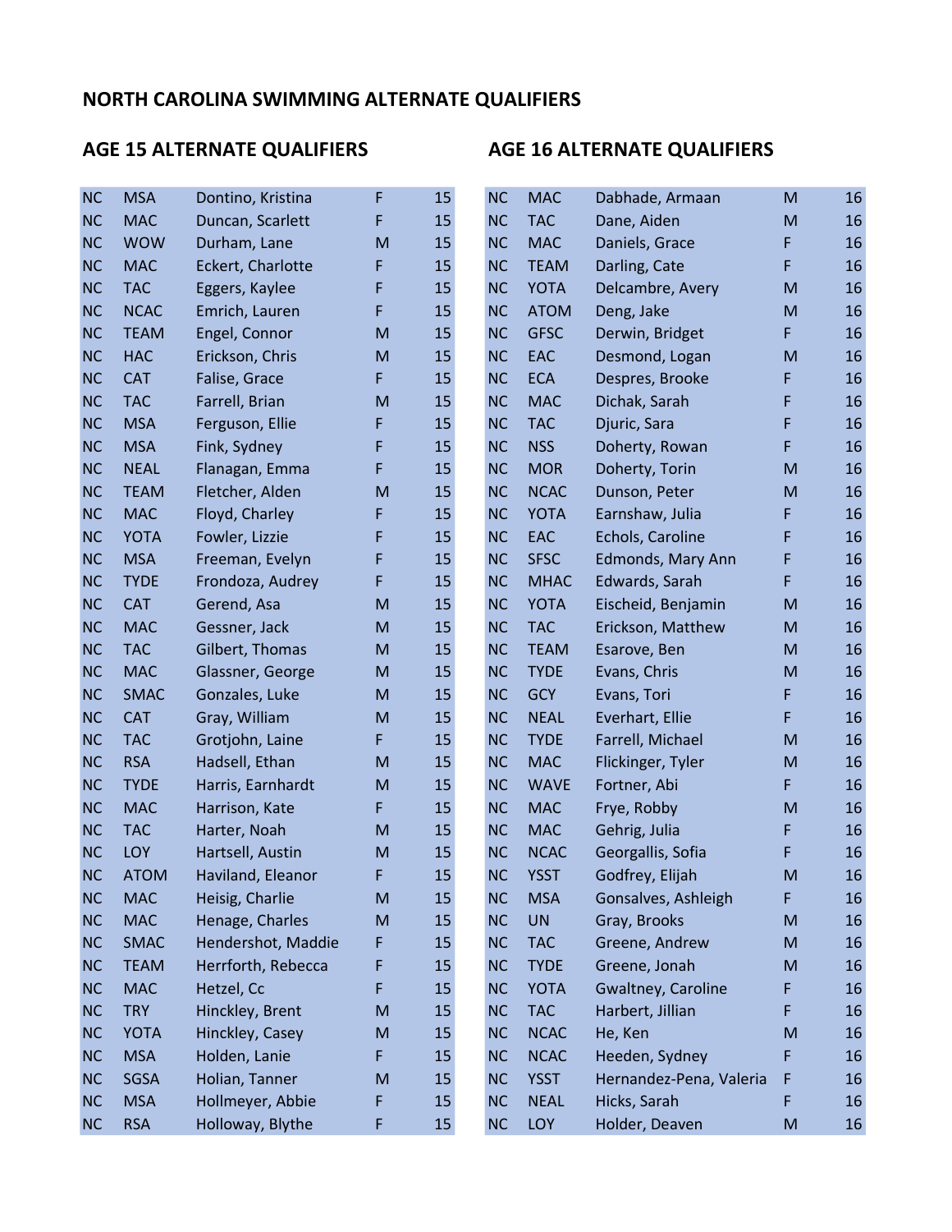# NORTH CAROLINA SWIMMING ALTERNATE QUALIFIERS

## AGE 15 ALTERNATE QUALIFIERS

| | | | | |
|---|---|---|---|---|
| NC | MSA | Dontino, Kristina | F | 15 |
| NC | MAC | Duncan, Scarlett | F | 15 |
| NC | WOW | Durham, Lane | M | 15 |
| NC | MAC | Eckert, Charlotte | F | 15 |
| NC | TAC | Eggers, Kaylee | F | 15 |
| NC | NCAC | Emrich, Lauren | F | 15 |
| NC | TEAM | Engel, Connor | M | 15 |
| NC | HAC | Erickson, Chris | M | 15 |
| NC | CAT | Falise, Grace | F | 15 |
| NC | TAC | Farrell, Brian | M | 15 |
| NC | MSA | Ferguson, Ellie | F | 15 |
| NC | MSA | Fink, Sydney | F | 15 |
| NC | NEAL | Flanagan, Emma | F | 15 |
| NC | TEAM | Fletcher, Alden | M | 15 |
| NC | MAC | Floyd, Charley | F | 15 |
| NC | YOTA | Fowler, Lizzie | F | 15 |
| NC | MSA | Freeman, Evelyn | F | 15 |
| NC | TYDE | Frondoza, Audrey | F | 15 |
| NC | CAT | Gerend, Asa | M | 15 |
| NC | MAC | Gessner, Jack | M | 15 |
| NC | TAC | Gilbert, Thomas | M | 15 |
| NC | MAC | Glassner, George | M | 15 |
| NC | SMAC | Gonzales, Luke | M | 15 |
| NC | CAT | Gray, William | M | 15 |
| NC | TAC | Grotjohn, Laine | F | 15 |
| NC | RSA | Hadsell, Ethan | M | 15 |
| NC | TYDE | Harris, Earnhardt | M | 15 |
| NC | MAC | Harrison, Kate | F | 15 |
| NC | TAC | Harter, Noah | M | 15 |
| NC | LOY | Hartsell, Austin | M | 15 |
| NC | ATOM | Haviland, Eleanor | F | 15 |
| NC | MAC | Heisig, Charlie | M | 15 |
| NC | MAC | Henage, Charles | M | 15 |
| NC | SMAC | Hendershot, Maddie | F | 15 |
| NC | TEAM | Herrforth, Rebecca | F | 15 |
| NC | MAC | Hetzel, Cc | F | 15 |
| NC | TRY | Hinckley, Brent | M | 15 |
| NC | YOTA | Hinckley, Casey | M | 15 |
| NC | MSA | Holden, Lanie | F | 15 |
| NC | SGSA | Holian, Tanner | M | 15 |
| NC | MSA | Hollmeyer, Abbie | F | 15 |
| NC | RSA | Holloway, Blythe | F | 15 |

## AGE 16 ALTERNATE QUALIFIERS

| | | | | |
|---|---|---|---|---|
| NC | MAC | Dabhade, Armaan | M | 16 |
| NC | TAC | Dane, Aiden | M | 16 |
| NC | MAC | Daniels, Grace | F | 16 |
| NC | TEAM | Darling, Cate | F | 16 |
| NC | YOTA | Delcambre, Avery | M | 16 |
| NC | ATOM | Deng, Jake | M | 16 |
| NC | GFSC | Derwin, Bridget | F | 16 |
| NC | EAC | Desmond, Logan | M | 16 |
| NC | ECA | Despres, Brooke | F | 16 |
| NC | MAC | Dichak, Sarah | F | 16 |
| NC | TAC | Djuric, Sara | F | 16 |
| NC | NSS | Doherty, Rowan | F | 16 |
| NC | MOR | Doherty, Torin | M | 16 |
| NC | NCAC | Dunson, Peter | M | 16 |
| NC | YOTA | Earnshaw, Julia | F | 16 |
| NC | EAC | Echols, Caroline | F | 16 |
| NC | SFSC | Edmonds, Mary Ann | F | 16 |
| NC | MHAC | Edwards, Sarah | F | 16 |
| NC | YOTA | Eischeid, Benjamin | M | 16 |
| NC | TAC | Erickson, Matthew | M | 16 |
| NC | TEAM | Esarove, Ben | M | 16 |
| NC | TYDE | Evans, Chris | M | 16 |
| NC | GCY | Evans, Tori | F | 16 |
| NC | NEAL | Everhart, Ellie | F | 16 |
| NC | TYDE | Farrell, Michael | M | 16 |
| NC | MAC | Flickinger, Tyler | M | 16 |
| NC | WAVE | Fortner, Abi | F | 16 |
| NC | MAC | Frye, Robby | M | 16 |
| NC | MAC | Gehrig, Julia | F | 16 |
| NC | NCAC | Georgallis, Sofia | F | 16 |
| NC | YSST | Godfrey, Elijah | M | 16 |
| NC | MSA | Gonsalves, Ashleigh | F | 16 |
| NC | UN | Gray, Brooks | M | 16 |
| NC | TAC | Greene, Andrew | M | 16 |
| NC | TYDE | Greene, Jonah | M | 16 |
| NC | YOTA | Gwaltney, Caroline | F | 16 |
| NC | TAC | Harbert, Jillian | F | 16 |
| NC | NCAC | He, Ken | M | 16 |
| NC | NCAC | Heeden, Sydney | F | 16 |
| NC | YSST | Hernandez-Pena, Valeria | F | 16 |
| NC | NEAL | Hicks, Sarah | F | 16 |
| NC | LOY | Holder, Deaven | M | 16 |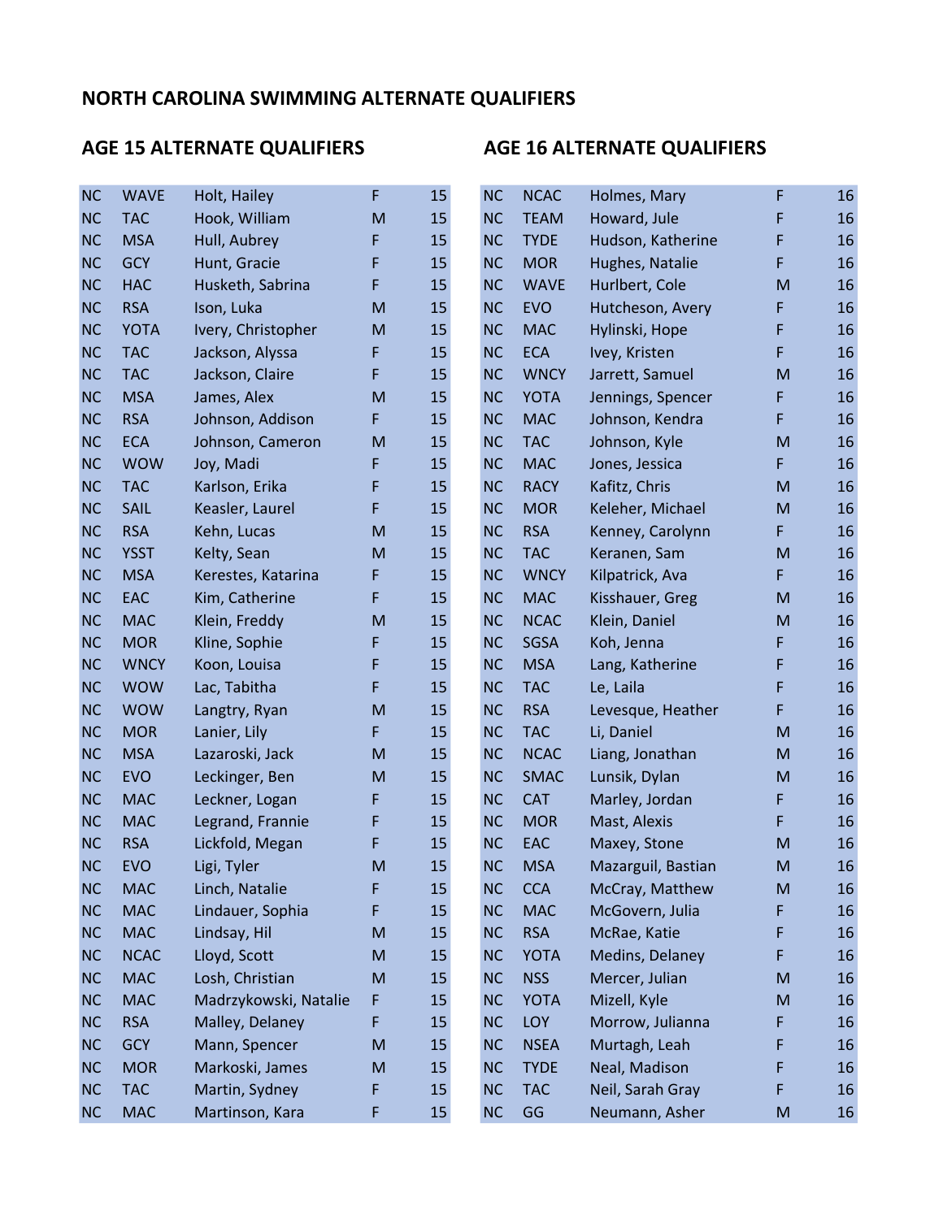## NORTH CAROLINA SWIMMING ALTERNATE QUALIFIERS

### AGE 15 ALTERNATE QUALIFIERS

| | | | | |
|---|---|---|---|---|
| NC | WAVE | Holt, Hailey | F | 15 |
| NC | TAC | Hook, William | M | 15 |
| NC | MSA | Hull, Aubrey | F | 15 |
| NC | GCY | Hunt, Gracie | F | 15 |
| NC | HAC | Husketh, Sabrina | F | 15 |
| NC | RSA | Ison, Luka | M | 15 |
| NC | YOTA | Ivery, Christopher | M | 15 |
| NC | TAC | Jackson, Alyssa | F | 15 |
| NC | TAC | Jackson, Claire | F | 15 |
| NC | MSA | James, Alex | M | 15 |
| NC | RSA | Johnson, Addison | F | 15 |
| NC | ECA | Johnson, Cameron | M | 15 |
| NC | WOW | Joy, Madi | F | 15 |
| NC | TAC | Karlson, Erika | F | 15 |
| NC | SAIL | Keasler, Laurel | F | 15 |
| NC | RSA | Kehn, Lucas | M | 15 |
| NC | YSST | Kelty, Sean | M | 15 |
| NC | MSA | Kerestes, Katarina | F | 15 |
| NC | EAC | Kim, Catherine | F | 15 |
| NC | MAC | Klein, Freddy | M | 15 |
| NC | MOR | Kline, Sophie | F | 15 |
| NC | WNCY | Koon, Louisa | F | 15 |
| NC | WOW | Lac, Tabitha | F | 15 |
| NC | WOW | Langtry, Ryan | M | 15 |
| NC | MOR | Lanier, Lily | F | 15 |
| NC | MSA | Lazaroski, Jack | M | 15 |
| NC | EVO | Leckinger, Ben | M | 15 |
| NC | MAC | Leckner, Logan | F | 15 |
| NC | MAC | Legrand, Frannie | F | 15 |
| NC | RSA | Lickfold, Megan | F | 15 |
| NC | EVO | Ligi, Tyler | M | 15 |
| NC | MAC | Linch, Natalie | F | 15 |
| NC | MAC | Lindauer, Sophia | F | 15 |
| NC | MAC | Lindsay, Hil | M | 15 |
| NC | NCAC | Lloyd, Scott | M | 15 |
| NC | MAC | Losh, Christian | M | 15 |
| NC | MAC | Madrzykowski, Natalie | F | 15 |
| NC | RSA | Malley, Delaney | F | 15 |
| NC | GCY | Mann, Spencer | M | 15 |
| NC | MOR | Markoski, James | M | 15 |
| NC | TAC | Martin, Sydney | F | 15 |
| NC | MAC | Martinson, Kara | F | 15 |

### AGE 16 ALTERNATE QUALIFIERS

| | | | | |
|---|---|---|---|---|
| NC | NCAC | Holmes, Mary | F | 16 |
| NC | TEAM | Howard, Jule | F | 16 |
| NC | TYDE | Hudson, Katherine | F | 16 |
| NC | MOR | Hughes, Natalie | F | 16 |
| NC | WAVE | Hurlbert, Cole | M | 16 |
| NC | EVO | Hutcheson, Avery | F | 16 |
| NC | MAC | Hylinski, Hope | F | 16 |
| NC | ECA | Ivey, Kristen | F | 16 |
| NC | WNCY | Jarrett, Samuel | M | 16 |
| NC | YOTA | Jennings, Spencer | F | 16 |
| NC | MAC | Johnson, Kendra | F | 16 |
| NC | TAC | Johnson, Kyle | M | 16 |
| NC | MAC | Jones, Jessica | F | 16 |
| NC | RACY | Kafitz, Chris | M | 16 |
| NC | MOR | Keleher, Michael | M | 16 |
| NC | RSA | Kenney, Carolynn | F | 16 |
| NC | TAC | Keranen, Sam | M | 16 |
| NC | WNCY | Kilpatrick, Ava | F | 16 |
| NC | MAC | Kisshauer, Greg | M | 16 |
| NC | NCAC | Klein, Daniel | M | 16 |
| NC | SGSA | Koh, Jenna | F | 16 |
| NC | MSA | Lang, Katherine | F | 16 |
| NC | TAC | Le, Laila | F | 16 |
| NC | RSA | Levesque, Heather | F | 16 |
| NC | TAC | Li, Daniel | M | 16 |
| NC | NCAC | Liang, Jonathan | M | 16 |
| NC | SMAC | Lunsik, Dylan | M | 16 |
| NC | CAT | Marley, Jordan | F | 16 |
| NC | MOR | Mast, Alexis | F | 16 |
| NC | EAC | Maxey, Stone | M | 16 |
| NC | MSA | Mazarguil, Bastian | M | 16 |
| NC | CCA | McCray, Matthew | M | 16 |
| NC | MAC | McGovern, Julia | F | 16 |
| NC | RSA | McRae, Katie | F | 16 |
| NC | YOTA | Medins, Delaney | F | 16 |
| NC | NSS | Mercer, Julian | M | 16 |
| NC | YOTA | Mizell, Kyle | M | 16 |
| NC | LOY | Morrow, Julianna | F | 16 |
| NC | NSEA | Murtagh, Leah | F | 16 |
| NC | TYDE | Neal, Madison | F | 16 |
| NC | TAC | Neil, Sarah Gray | F | 16 |
| NC | GG | Neumann, Asher | M | 16 |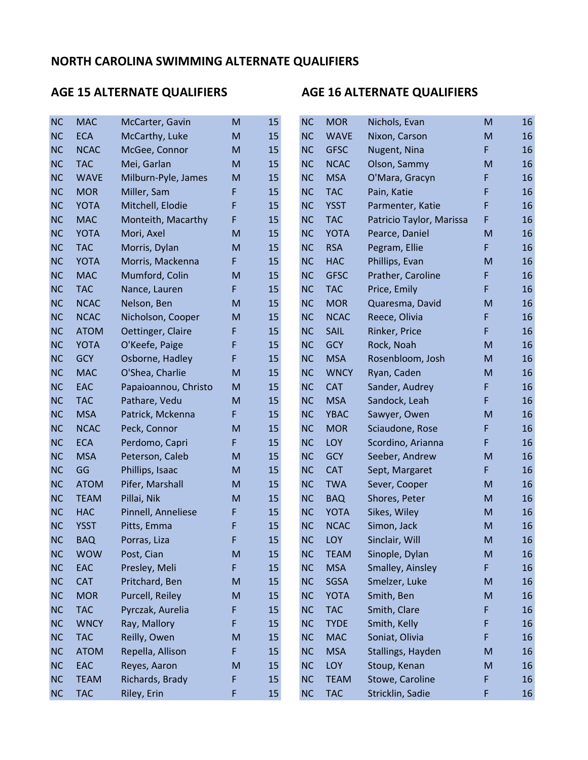# NORTH CAROLINA SWIMMING ALTERNATE QUALIFIERS

## AGE 15 ALTERNATE QUALIFIERS

| | | | | |
|---|---|---|---|---|
| NC | MAC | McCarter, Gavin | M | 15 |
| NC | ECA | McCarthy, Luke | M | 15 |
| NC | NCAC | McGee, Connor | M | 15 |
| NC | TAC | Mei, Garlan | M | 15 |
| NC | WAVE | Milburn-Pyle, James | M | 15 |
| NC | MOR | Miller, Sam | F | 15 |
| NC | YOTA | Mitchell, Elodie | F | 15 |
| NC | MAC | Monteith, Macarthy | F | 15 |
| NC | YOTA | Mori, Axel | M | 15 |
| NC | TAC | Morris, Dylan | M | 15 |
| NC | YOTA | Morris, Mackenna | F | 15 |
| NC | MAC | Mumford, Colin | M | 15 |
| NC | TAC | Nance, Lauren | F | 15 |
| NC | NCAC | Nelson, Ben | M | 15 |
| NC | NCAC | Nicholson, Cooper | M | 15 |
| NC | ATOM | Oettinger, Claire | F | 15 |
| NC | YOTA | O'Keefe, Paige | F | 15 |
| NC | GCY | Osborne, Hadley | F | 15 |
| NC | MAC | O'Shea, Charlie | M | 15 |
| NC | EAC | Papaioannou, Christo | M | 15 |
| NC | TAC | Pathare, Vedu | M | 15 |
| NC | MSA | Patrick, Mckenna | F | 15 |
| NC | NCAC | Peck, Connor | M | 15 |
| NC | ECA | Perdomo, Capri | F | 15 |
| NC | MSA | Peterson, Caleb | M | 15 |
| NC | GG | Phillips, Isaac | M | 15 |
| NC | ATOM | Pifer, Marshall | M | 15 |
| NC | TEAM | Pillai, Nik | M | 15 |
| NC | HAC | Pinnell, Anneliese | F | 15 |
| NC | YSST | Pitts, Emma | F | 15 |
| NC | BAQ | Porras, Liza | F | 15 |
| NC | WOW | Post, Cian | M | 15 |
| NC | EAC | Presley, Meli | F | 15 |
| NC | CAT | Pritchard, Ben | M | 15 |
| NC | MOR | Purcell, Reiley | M | 15 |
| NC | TAC | Pyrczak, Aurelia | F | 15 |
| NC | WNCY | Ray, Mallory | F | 15 |
| NC | TAC | Reilly, Owen | M | 15 |
| NC | ATOM | Repella, Allison | F | 15 |
| NC | EAC | Reyes, Aaron | M | 15 |
| NC | TEAM | Richards, Brady | F | 15 |
| NC | TAC | Riley, Erin | F | 15 |

## AGE 16 ALTERNATE QUALIFIERS

| | | | | |
|---|---|---|---|---|
| NC | MOR | Nichols, Evan | M | 16 |
| NC | WAVE | Nixon, Carson | M | 16 |
| NC | GFSC | Nugent, Nina | F | 16 |
| NC | NCAC | Olson, Sammy | M | 16 |
| NC | MSA | O'Mara, Gracyn | F | 16 |
| NC | TAC | Pain, Katie | F | 16 |
| NC | YSST | Parmenter, Katie | F | 16 |
| NC | TAC | Patricio Taylor, Marissa | F | 16 |
| NC | YOTA | Pearce, Daniel | M | 16 |
| NC | RSA | Pegram, Ellie | F | 16 |
| NC | HAC | Phillips, Evan | M | 16 |
| NC | GFSC | Prather, Caroline | F | 16 |
| NC | TAC | Price, Emily | F | 16 |
| NC | MOR | Quaresma, David | M | 16 |
| NC | NCAC | Reece, Olivia | F | 16 |
| NC | SAIL | Rinker, Price | F | 16 |
| NC | GCY | Rock, Noah | M | 16 |
| NC | MSA | Rosenbloom, Josh | M | 16 |
| NC | WNCY | Ryan, Caden | M | 16 |
| NC | CAT | Sander, Audrey | F | 16 |
| NC | MSA | Sandock, Leah | F | 16 |
| NC | YBAC | Sawyer, Owen | M | 16 |
| NC | MOR | Sciaudone, Rose | F | 16 |
| NC | LOY | Scordino, Arianna | F | 16 |
| NC | GCY | Seeber, Andrew | M | 16 |
| NC | CAT | Sept, Margaret | F | 16 |
| NC | TWA | Sever, Cooper | M | 16 |
| NC | BAQ | Shores, Peter | M | 16 |
| NC | YOTA | Sikes, Wiley | M | 16 |
| NC | NCAC | Simon, Jack | M | 16 |
| NC | LOY | Sinclair, Will | M | 16 |
| NC | TEAM | Sinople, Dylan | M | 16 |
| NC | MSA | Smalley, Ainsley | F | 16 |
| NC | SGSA | Smelzer, Luke | M | 16 |
| NC | YOTA | Smith, Ben | M | 16 |
| NC | TAC | Smith, Clare | F | 16 |
| NC | TYDE | Smith, Kelly | F | 16 |
| NC | MAC | Soniat, Olivia | F | 16 |
| NC | MSA | Stallings, Hayden | M | 16 |
| NC | LOY | Stoup, Kenan | M | 16 |
| NC | TEAM | Stowe, Caroline | F | 16 |
| NC | TAC | Stricklin, Sadie | F | 16 |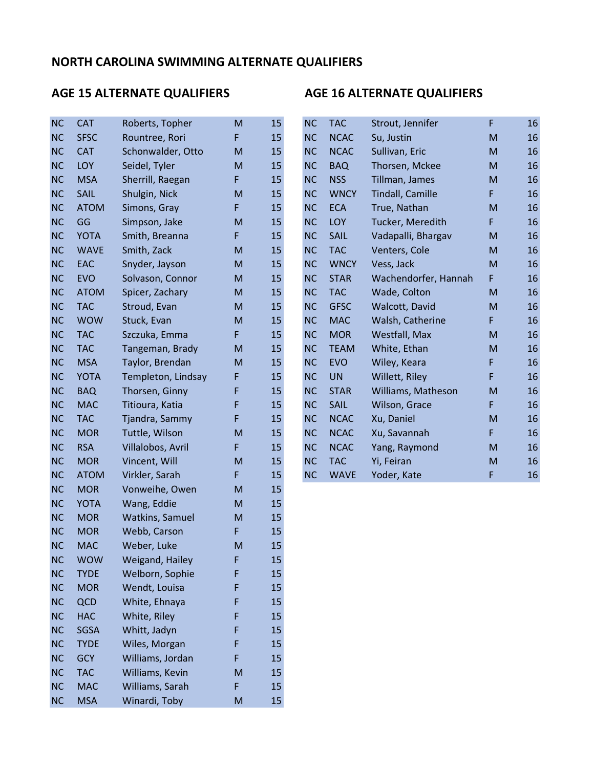# NORTH CAROLINA SWIMMING ALTERNATE QUALIFIERS

## AGE 15 ALTERNATE QUALIFIERS

| | | | | |
|---|---|---|---|---|
| NC | CAT | Roberts, Topher | M | 15 |
| NC | SFSC | Rountree, Rori | F | 15 |
| NC | CAT | Schonwalder, Otto | M | 15 |
| NC | LOY | Seidel, Tyler | M | 15 |
| NC | MSA | Sherrill, Raegan | F | 15 |
| NC | SAIL | Shulgin, Nick | M | 15 |
| NC | ATOM | Simons, Gray | F | 15 |
| NC | GG | Simpson, Jake | M | 15 |
| NC | YOTA | Smith, Breanna | F | 15 |
| NC | WAVE | Smith, Zack | M | 15 |
| NC | EAC | Snyder, Jayson | M | 15 |
| NC | EVO | Solvason, Connor | M | 15 |
| NC | ATOM | Spicer, Zachary | M | 15 |
| NC | TAC | Stroud, Evan | M | 15 |
| NC | WOW | Stuck, Evan | M | 15 |
| NC | TAC | Szczuka, Emma | F | 15 |
| NC | TAC | Tangeman, Brady | M | 15 |
| NC | MSA | Taylor, Brendan | M | 15 |
| NC | YOTA | Templeton, Lindsay | F | 15 |
| NC | BAQ | Thorsen, Ginny | F | 15 |
| NC | MAC | Titioura, Katia | F | 15 |
| NC | TAC | Tjandra, Sammy | F | 15 |
| NC | MOR | Tuttle, Wilson | M | 15 |
| NC | RSA | Villalobos, Avril | F | 15 |
| NC | MOR | Vincent, Will | M | 15 |
| NC | ATOM | Virkler, Sarah | F | 15 |
| NC | MOR | Vonweihe, Owen | M | 15 |
| NC | YOTA | Wang, Eddie | M | 15 |
| NC | MOR | Watkins, Samuel | M | 15 |
| NC | MOR | Webb, Carson | F | 15 |
| NC | MAC | Weber, Luke | M | 15 |
| NC | WOW | Weigand, Hailey | F | 15 |
| NC | TYDE | Welborn, Sophie | F | 15 |
| NC | MOR | Wendt, Louisa | F | 15 |
| NC | QCD | White, Ehnaya | F | 15 |
| NC | HAC | White, Riley | F | 15 |
| NC | SGSA | Whitt, Jadyn | F | 15 |
| NC | TYDE | Wiles, Morgan | F | 15 |
| NC | GCY | Williams, Jordan | F | 15 |
| NC | TAC | Williams, Kevin | M | 15 |
| NC | MAC | Williams, Sarah | F | 15 |
| NC | MSA | Winardi, Toby | M | 15 |

## AGE 16 ALTERNATE QUALIFIERS

| | | | | |
|---|---|---|---|---|
| NC | TAC | Strout, Jennifer | F | 16 |
| NC | NCAC | Su, Justin | M | 16 |
| NC | NCAC | Sullivan, Eric | M | 16 |
| NC | BAQ | Thorsen, Mckee | M | 16 |
| NC | NSS | Tillman, James | M | 16 |
| NC | WNCY | Tindall, Camille | F | 16 |
| NC | ECA | True, Nathan | M | 16 |
| NC | LOY | Tucker, Meredith | F | 16 |
| NC | SAIL | Vadapalli, Bhargav | M | 16 |
| NC | TAC | Venters, Cole | M | 16 |
| NC | WNCY | Vess, Jack | M | 16 |
| NC | STAR | Wachendorfer, Hannah | F | 16 |
| NC | TAC | Wade, Colton | M | 16 |
| NC | GFSC | Walcott, David | M | 16 |
| NC | MAC | Walsh, Catherine | F | 16 |
| NC | MOR | Westfall, Max | M | 16 |
| NC | TEAM | White, Ethan | M | 16 |
| NC | EVO | Wiley, Keara | F | 16 |
| NC | UN | Willett, Riley | F | 16 |
| NC | STAR | Williams, Matheson | M | 16 |
| NC | SAIL | Wilson, Grace | F | 16 |
| NC | NCAC | Xu, Daniel | M | 16 |
| NC | NCAC | Xu, Savannah | F | 16 |
| NC | NCAC | Yang, Raymond | M | 16 |
| NC | TAC | Yi, Feiran | M | 16 |
| NC | WAVE | Yoder, Kate | F | 16 |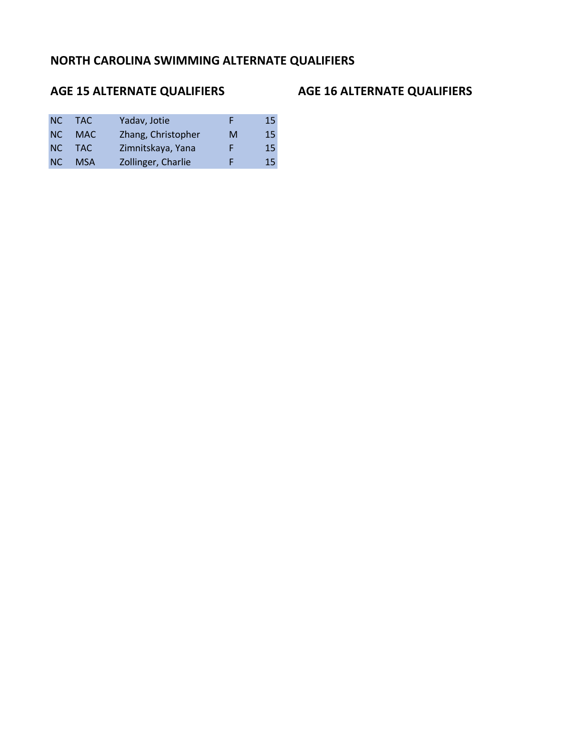## NORTH CAROLINA SWIMMING ALTERNATE QUALIFIERS

### AGE 15 ALTERNATE QUALIFIERS

| | | | | |
|---|---|---|---|---|
| NC | TAC | Yadav, Jotie | F | 15 |
| NC | MAC | Zhang, Christopher | M | 15 |
| NC | TAC | Zimnitskaya, Yana | F | 15 |
| NC | MSA | Zollinger, Charlie | F | 15 |

### AGE 16 ALTERNATE QUALIFIERS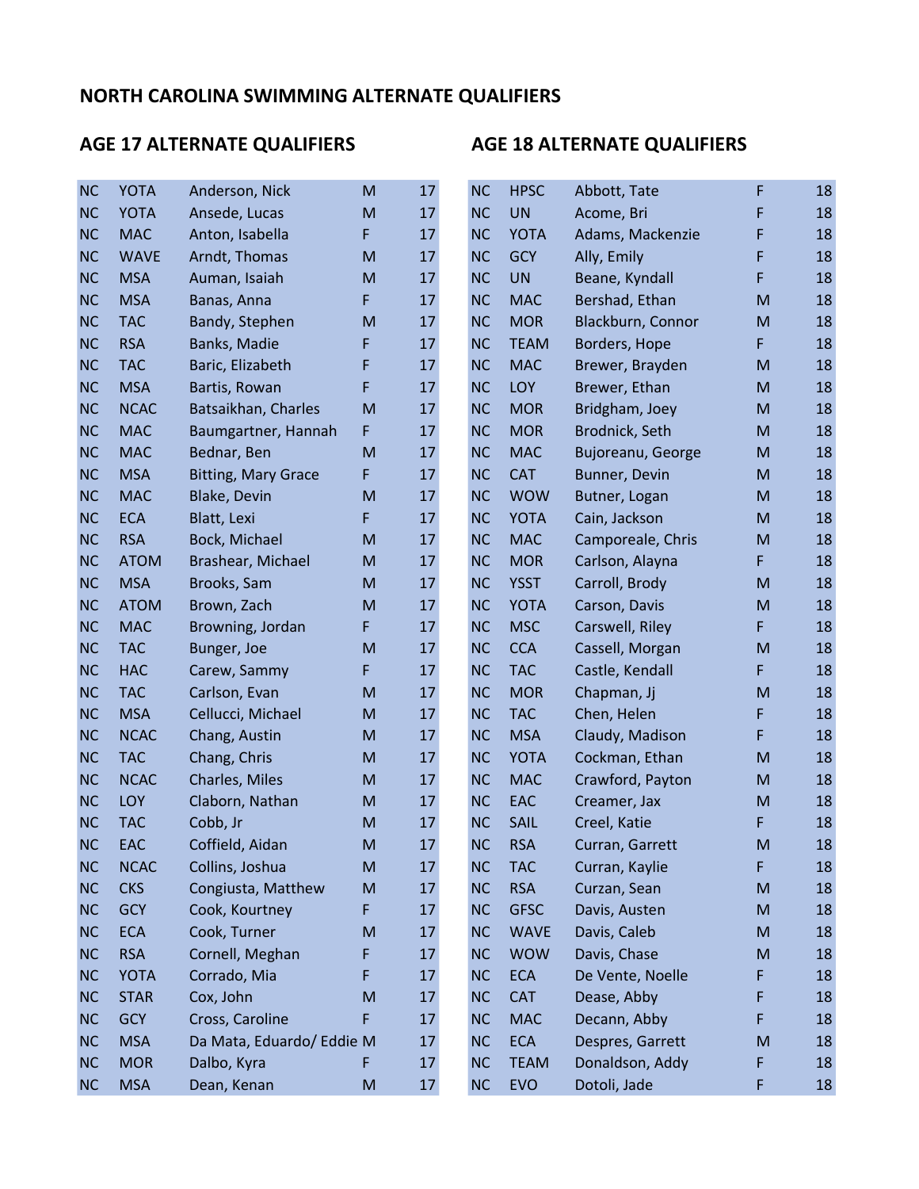# NORTH CAROLINA SWIMMING ALTERNATE QUALIFIERS

## AGE 17 ALTERNATE QUALIFIERS

| | | | | |
|---|---|---|---|---|
| NC | YOTA | Anderson, Nick | M | 17 |
| NC | YOTA | Ansede, Lucas | M | 17 |
| NC | MAC | Anton, Isabella | F | 17 |
| NC | WAVE | Arndt, Thomas | M | 17 |
| NC | MSA | Auman, Isaiah | M | 17 |
| NC | MSA | Banas, Anna | F | 17 |
| NC | TAC | Bandy, Stephen | M | 17 |
| NC | RSA | Banks, Madie | F | 17 |
| NC | TAC | Baric, Elizabeth | F | 17 |
| NC | MSA | Bartis, Rowan | F | 17 |
| NC | NCAC | Batsaikhan, Charles | M | 17 |
| NC | MAC | Baumgartner, Hannah | F | 17 |
| NC | MAC | Bednar, Ben | M | 17 |
| NC | MSA | Bitting, Mary Grace | F | 17 |
| NC | MAC | Blake, Devin | M | 17 |
| NC | ECA | Blatt, Lexi | F | 17 |
| NC | RSA | Bock, Michael | M | 17 |
| NC | ATOM | Brashear, Michael | M | 17 |
| NC | MSA | Brooks, Sam | M | 17 |
| NC | ATOM | Brown, Zach | M | 17 |
| NC | MAC | Browning, Jordan | F | 17 |
| NC | TAC | Bunger, Joe | M | 17 |
| NC | HAC | Carew, Sammy | F | 17 |
| NC | TAC | Carlson, Evan | M | 17 |
| NC | MSA | Cellucci, Michael | M | 17 |
| NC | NCAC | Chang, Austin | M | 17 |
| NC | TAC | Chang, Chris | M | 17 |
| NC | NCAC | Charles, Miles | M | 17 |
| NC | LOY | Claborn, Nathan | M | 17 |
| NC | TAC | Cobb, Jr | M | 17 |
| NC | EAC | Coffield, Aidan | M | 17 |
| NC | NCAC | Collins, Joshua | M | 17 |
| NC | CKS | Congiusta, Matthew | M | 17 |
| NC | GCY | Cook, Kourtney | F | 17 |
| NC | ECA | Cook, Turner | M | 17 |
| NC | RSA | Cornell, Meghan | F | 17 |
| NC | YOTA | Corrado, Mia | F | 17 |
| NC | STAR | Cox, John | M | 17 |
| NC | GCY | Cross, Caroline | F | 17 |
| NC | MSA | Da Mata, Eduardo/ Eddie | M | 17 |
| NC | MOR | Dalbo, Kyra | F | 17 |
| NC | MSA | Dean, Kenan | M | 17 |

## AGE 18 ALTERNATE QUALIFIERS

| | | | | |
|---|---|---|---|---|
| NC | HPSC | Abbott, Tate | F | 18 |
| NC | UN | Acome, Bri | F | 18 |
| NC | YOTA | Adams, Mackenzie | F | 18 |
| NC | GCY | Ally, Emily | F | 18 |
| NC | UN | Beane, Kyndall | F | 18 |
| NC | MAC | Bershad, Ethan | M | 18 |
| NC | MOR | Blackburn, Connor | M | 18 |
| NC | TEAM | Borders, Hope | F | 18 |
| NC | MAC | Brewer, Brayden | M | 18 |
| NC | LOY | Brewer, Ethan | M | 18 |
| NC | MOR | Bridgham, Joey | M | 18 |
| NC | MOR | Brodnick, Seth | M | 18 |
| NC | MAC | Bujoreanu, George | M | 18 |
| NC | CAT | Bunner, Devin | M | 18 |
| NC | WOW | Butner, Logan | M | 18 |
| NC | YOTA | Cain, Jackson | M | 18 |
| NC | MAC | Camporeale, Chris | M | 18 |
| NC | MOR | Carlson, Alayna | F | 18 |
| NC | YSST | Carroll, Brody | M | 18 |
| NC | YOTA | Carson, Davis | M | 18 |
| NC | MSC | Carswell, Riley | F | 18 |
| NC | CCA | Cassell, Morgan | M | 18 |
| NC | TAC | Castle, Kendall | F | 18 |
| NC | MOR | Chapman, Jj | M | 18 |
| NC | TAC | Chen, Helen | F | 18 |
| NC | MSA | Claudy, Madison | F | 18 |
| NC | YOTA | Cockman, Ethan | M | 18 |
| NC | MAC | Crawford, Payton | M | 18 |
| NC | EAC | Creamer, Jax | M | 18 |
| NC | SAIL | Creel, Katie | F | 18 |
| NC | RSA | Curran, Garrett | M | 18 |
| NC | TAC | Curran, Kaylie | F | 18 |
| NC | RSA | Curzan, Sean | M | 18 |
| NC | GFSC | Davis, Austen | M | 18 |
| NC | WAVE | Davis, Caleb | M | 18 |
| NC | WOW | Davis, Chase | M | 18 |
| NC | ECA | De Vente, Noelle | F | 18 |
| NC | CAT | Dease, Abby | F | 18 |
| NC | MAC | Decann, Abby | F | 18 |
| NC | ECA | Despres, Garrett | M | 18 |
| NC | TEAM | Donaldson, Addy | F | 18 |
| NC | EVO | Dotoli, Jade | F | 18 |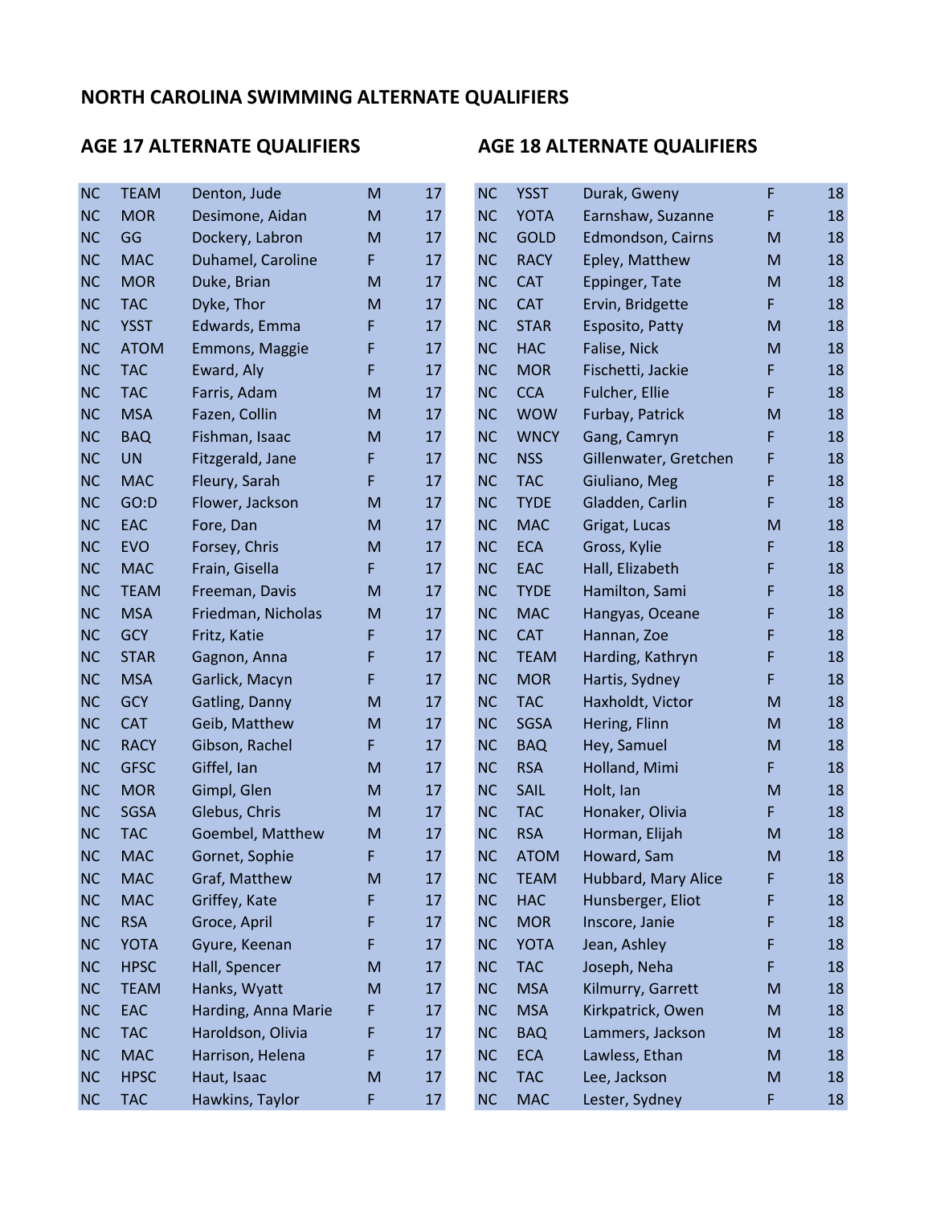# NORTH CAROLINA SWIMMING ALTERNATE QUALIFIERS

## AGE 17 ALTERNATE QUALIFIERS

| | | | | |
|---|---|---|---|---|
| NC | TEAM | Denton, Jude | M | 17 |
| NC | MOR | Desimone, Aidan | M | 17 |
| NC | GG | Dockery, Labron | M | 17 |
| NC | MAC | Duhamel, Caroline | F | 17 |
| NC | MOR | Duke, Brian | M | 17 |
| NC | TAC | Dyke, Thor | M | 17 |
| NC | YSST | Edwards, Emma | F | 17 |
| NC | ATOM | Emmons, Maggie | F | 17 |
| NC | TAC | Eward, Aly | F | 17 |
| NC | TAC | Farris, Adam | M | 17 |
| NC | MSA | Fazen, Collin | M | 17 |
| NC | BAQ | Fishman, Isaac | M | 17 |
| NC | UN | Fitzgerald, Jane | F | 17 |
| NC | MAC | Fleury, Sarah | F | 17 |
| NC | GO:D | Flower, Jackson | M | 17 |
| NC | EAC | Fore, Dan | M | 17 |
| NC | EVO | Forsey, Chris | M | 17 |
| NC | MAC | Frain, Gisella | F | 17 |
| NC | TEAM | Freeman, Davis | M | 17 |
| NC | MSA | Friedman, Nicholas | M | 17 |
| NC | GCY | Fritz, Katie | F | 17 |
| NC | STAR | Gagnon, Anna | F | 17 |
| NC | MSA | Garlick, Macyn | F | 17 |
| NC | GCY | Gatling, Danny | M | 17 |
| NC | CAT | Geib, Matthew | M | 17 |
| NC | RACY | Gibson, Rachel | F | 17 |
| NC | GFSC | Giffel, Ian | M | 17 |
| NC | MOR | Gimpl, Glen | M | 17 |
| NC | SGSA | Glebus, Chris | M | 17 |
| NC | TAC | Goembel, Matthew | M | 17 |
| NC | MAC | Gornet, Sophie | F | 17 |
| NC | MAC | Graf, Matthew | M | 17 |
| NC | MAC | Griffey, Kate | F | 17 |
| NC | RSA | Groce, April | F | 17 |
| NC | YOTA | Gyure, Keenan | F | 17 |
| NC | HPSC | Hall, Spencer | M | 17 |
| NC | TEAM | Hanks, Wyatt | M | 17 |
| NC | EAC | Harding, Anna Marie | F | 17 |
| NC | TAC | Haroldson, Olivia | F | 17 |
| NC | MAC | Harrison, Helena | F | 17 |
| NC | HPSC | Haut, Isaac | M | 17 |
| NC | TAC | Hawkins, Taylor | F | 17 |

## AGE 18 ALTERNATE QUALIFIERS

| | | | | |
|---|---|---|---|---|
| NC | YSST | Durak, Gweny | F | 18 |
| NC | YOTA | Earnshaw, Suzanne | F | 18 |
| NC | GOLD | Edmondson, Cairns | M | 18 |
| NC | RACY | Epley, Matthew | M | 18 |
| NC | CAT | Eppinger, Tate | M | 18 |
| NC | CAT | Ervin, Bridgette | F | 18 |
| NC | STAR | Esposito, Patty | M | 18 |
| NC | HAC | False, Nick | M | 18 |
| NC | MOR | Fischetti, Jackie | F | 18 |
| NC | CCA | Fulcher, Ellie | F | 18 |
| NC | WOW | Furbay, Patrick | M | 18 |
| NC | WNCY | Gang, Camryn | F | 18 |
| NC | NSS | Gillenwater, Gretchen | F | 18 |
| NC | TAC | Giuliano, Meg | F | 18 |
| NC | TYDE | Gladden, Carlin | F | 18 |
| NC | MAC | Grigat, Lucas | M | 18 |
| NC | ECA | Gross, Kylie | F | 18 |
| NC | EAC | Hall, Elizabeth | F | 18 |
| NC | TYDE | Hamilton, Sami | F | 18 |
| NC | MAC | Hangyas, Oceane | F | 18 |
| NC | CAT | Hannan, Zoe | F | 18 |
| NC | TEAM | Harding, Kathryn | F | 18 |
| NC | MOR | Hartis, Sydney | F | 18 |
| NC | TAC | Haxholdt, Victor | M | 18 |
| NC | SGSA | Hering, Flinn | M | 18 |
| NC | BAQ | Hey, Samuel | M | 18 |
| NC | RSA | Holland, Mimi | F | 18 |
| NC | SAIL | Holt, Ian | M | 18 |
| NC | TAC | Honaker, Olivia | F | 18 |
| NC | RSA | Horman, Elijah | M | 18 |
| NC | ATOM | Howard, Sam | M | 18 |
| NC | TEAM | Hubbard, Mary Alice | F | 18 |
| NC | HAC | Hunsberger, Eliot | F | 18 |
| NC | MOR | Inscore, Janie | F | 18 |
| NC | YOTA | Jean, Ashley | F | 18 |
| NC | TAC | Joseph, Neha | F | 18 |
| NC | MSA | Kilmurry, Garrett | M | 18 |
| NC | MSA | Kirkpatrick, Owen | M | 18 |
| NC | BAQ | Lammers, Jackson | M | 18 |
| NC | ECA | Lawless, Ethan | M | 18 |
| NC | TAC | Lee, Jackson | M | 18 |
| NC | MAC | Lester, Sydney | F | 18 |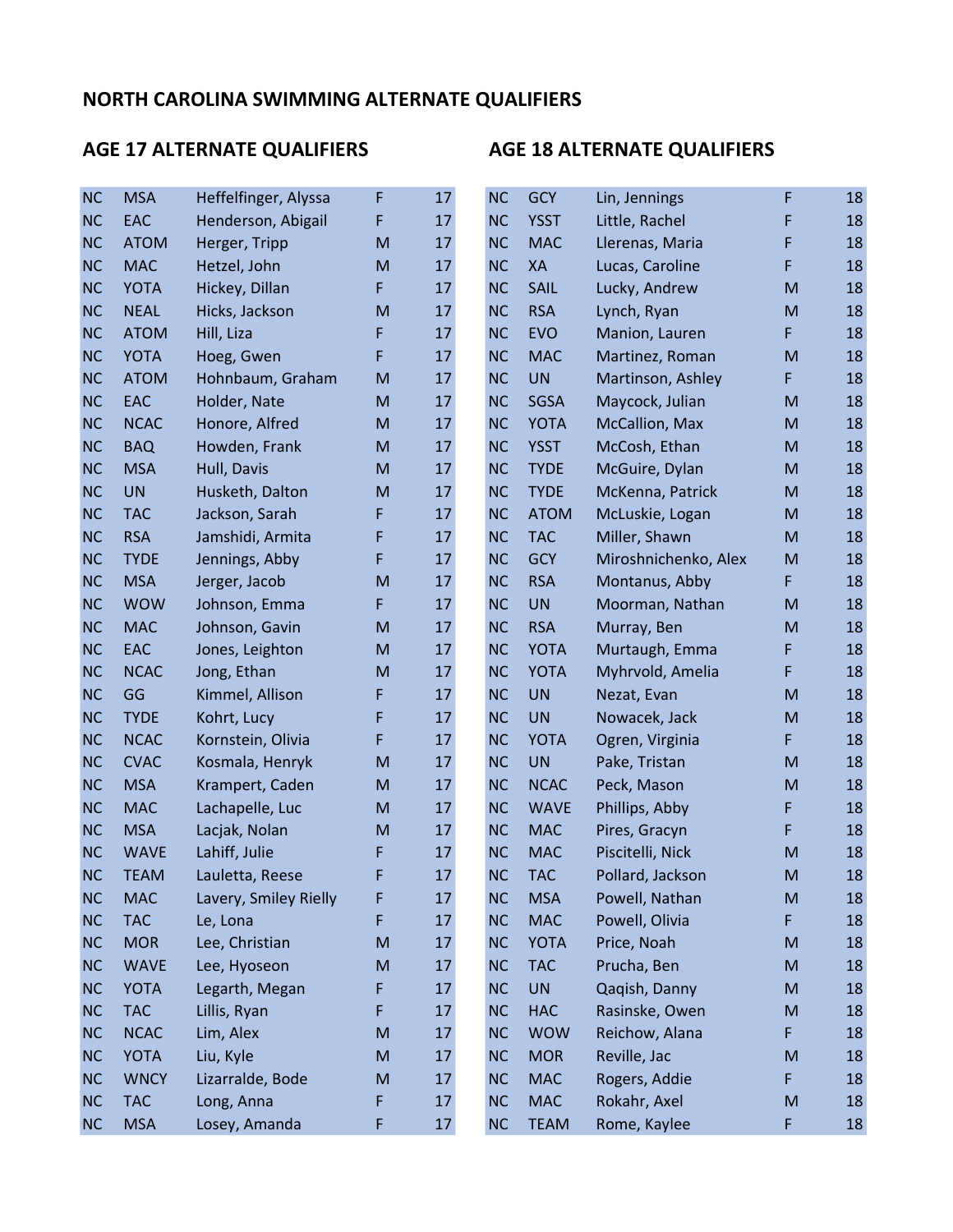# NORTH CAROLINA SWIMMING ALTERNATE QUALIFIERS

## AGE 17 ALTERNATE QUALIFIERS

| | | | | |
|---|---|---|---|---|
| NC | MSA | Heffelfinger, Alyssa | F | 17 |
| NC | EAC | Henderson, Abigail | F | 17 |
| NC | ATOM | Herger, Tripp | M | 17 |
| NC | MAC | Hetzel, John | M | 17 |
| NC | YOTA | Hickey, Dillan | F | 17 |
| NC | NEAL | Hicks, Jackson | M | 17 |
| NC | ATOM | Hill, Liza | F | 17 |
| NC | YOTA | Hoeg, Gwen | F | 17 |
| NC | ATOM | Hohnbaum, Graham | M | 17 |
| NC | EAC | Holder, Nate | M | 17 |
| NC | NCAC | Honore, Alfred | M | 17 |
| NC | BAQ | Howden, Frank | M | 17 |
| NC | MSA | Hull, Davis | M | 17 |
| NC | UN | Husketh, Dalton | M | 17 |
| NC | TAC | Jackson, Sarah | F | 17 |
| NC | RSA | Jamshidi, Armita | F | 17 |
| NC | TYDE | Jennings, Abby | F | 17 |
| NC | MSA | Jerger, Jacob | M | 17 |
| NC | WOW | Johnson, Emma | F | 17 |
| NC | MAC | Johnson, Gavin | M | 17 |
| NC | EAC | Jones, Leighton | M | 17 |
| NC | NCAC | Jong, Ethan | M | 17 |
| NC | GG | Kimmel, Allison | F | 17 |
| NC | TYDE | Kohrt, Lucy | F | 17 |
| NC | NCAC | Kornstein, Olivia | F | 17 |
| NC | CVAC | Kosmala, Henryk | M | 17 |
| NC | MSA | Krampert, Caden | M | 17 |
| NC | MAC | Lachapelle, Luc | M | 17 |
| NC | MSA | Lacjak, Nolan | M | 17 |
| NC | WAVE | Lahiff, Julie | F | 17 |
| NC | TEAM | Lauletta, Reese | F | 17 |
| NC | MAC | Lavery, Smiley Rielly | F | 17 |
| NC | TAC | Le, Lona | F | 17 |
| NC | MOR | Lee, Christian | M | 17 |
| NC | WAVE | Lee, Hyoseon | M | 17 |
| NC | YOTA | Legarth, Megan | F | 17 |
| NC | TAC | Lillis, Ryan | F | 17 |
| NC | NCAC | Lim, Alex | M | 17 |
| NC | YOTA | Liu, Kyle | M | 17 |
| NC | WNCY | Lizarralde, Bode | M | 17 |
| NC | TAC | Long, Anna | F | 17 |
| NC | MSA | Losey, Amanda | F | 17 |

## AGE 18 ALTERNATE QUALIFIERS

| | | | | |
|---|---|---|---|---|
| NC | GCY | Lin, Jennings | F | 18 |
| NC | YSST | Little, Rachel | F | 18 |
| NC | MAC | Llerenas, Maria | F | 18 |
| NC | XA | Lucas, Caroline | F | 18 |
| NC | SAIL | Lucky, Andrew | M | 18 |
| NC | RSA | Lynch, Ryan | M | 18 |
| NC | EVO | Manion, Lauren | F | 18 |
| NC | MAC | Martinez, Roman | M | 18 |
| NC | UN | Martinson, Ashley | F | 18 |
| NC | SGSA | Maycock, Julian | M | 18 |
| NC | YOTA | McCallion, Max | M | 18 |
| NC | YSST | McCosh, Ethan | M | 18 |
| NC | TYDE | McGuire, Dylan | M | 18 |
| NC | TYDE | McKenna, Patrick | M | 18 |
| NC | ATOM | McLuskie, Logan | M | 18 |
| NC | TAC | Miller, Shawn | M | 18 |
| NC | GCY | Miroshnichenko, Alex | M | 18 |
| NC | RSA | Montanus, Abby | F | 18 |
| NC | UN | Moorman, Nathan | M | 18 |
| NC | RSA | Murray, Ben | M | 18 |
| NC | YOTA | Murtaugh, Emma | F | 18 |
| NC | YOTA | Myhrvold, Amelia | F | 18 |
| NC | UN | Nezat, Evan | M | 18 |
| NC | UN | Nowacek, Jack | M | 18 |
| NC | YOTA | Ogren, Virginia | F | 18 |
| NC | UN | Pake, Tristan | M | 18 |
| NC | NCAC | Peck, Mason | M | 18 |
| NC | WAVE | Phillips, Abby | F | 18 |
| NC | MAC | Pires, Gracyn | F | 18 |
| NC | MAC | Piscitelli, Nick | M | 18 |
| NC | TAC | Pollard, Jackson | M | 18 |
| NC | MSA | Powell, Nathan | M | 18 |
| NC | MAC | Powell, Olivia | F | 18 |
| NC | YOTA | Price, Noah | M | 18 |
| NC | TAC | Prucha, Ben | M | 18 |
| NC | UN | Qaqish, Danny | M | 18 |
| NC | HAC | Rasinske, Owen | M | 18 |
| NC | WOW | Reichow, Alana | F | 18 |
| NC | MOR | Reville, Jac | M | 18 |
| NC | MAC | Rogers, Addie | F | 18 |
| NC | MAC | Rokahr, Axel | M | 18 |
| NC | TEAM | Rome, Kaylee | F | 18 |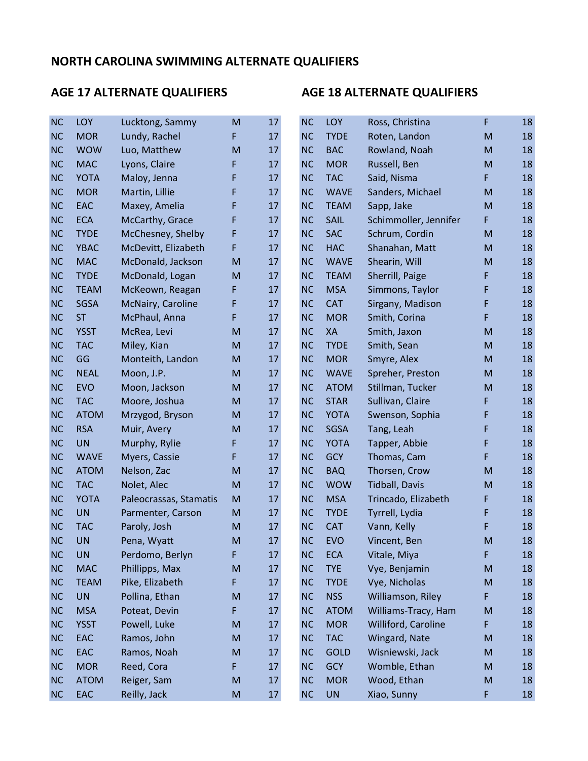# NORTH CAROLINA SWIMMING ALTERNATE QUALIFIERS

## AGE 17 ALTERNATE QUALIFIERS

| | | | | |
|---|---|---|---|---|
| NC | LOY | Lucktong, Sammy | M | 17 |
| NC | MOR | Lundy, Rachel | F | 17 |
| NC | WOW | Luo, Matthew | M | 17 |
| NC | MAC | Lyons, Claire | F | 17 |
| NC | YOTA | Maloy, Jenna | F | 17 |
| NC | MOR | Martin, Lillie | F | 17 |
| NC | EAC | Maxey, Amelia | F | 17 |
| NC | ECA | McCarthy, Grace | F | 17 |
| NC | TYDE | McChesney, Shelby | F | 17 |
| NC | YBAC | McDevitt, Elizabeth | F | 17 |
| NC | MAC | McDonald, Jackson | M | 17 |
| NC | TYDE | McDonald, Logan | M | 17 |
| NC | TEAM | McKeown, Reagan | F | 17 |
| NC | SGSA | McNairy, Caroline | F | 17 |
| NC | ST | McPhaul, Anna | F | 17 |
| NC | YSST | McRea, Levi | M | 17 |
| NC | TAC | Miley, Kian | M | 17 |
| NC | GG | Monteith, Landon | M | 17 |
| NC | NEAL | Moon, J.P. | M | 17 |
| NC | EVO | Moon, Jackson | M | 17 |
| NC | TAC | Moore, Joshua | M | 17 |
| NC | ATOM | Mrzygod, Bryson | M | 17 |
| NC | RSA | Muir, Avery | M | 17 |
| NC | UN | Murphy, Rylie | F | 17 |
| NC | WAVE | Myers, Cassie | F | 17 |
| NC | ATOM | Nelson, Zac | M | 17 |
| NC | TAC | Nolet, Alec | M | 17 |
| NC | YOTA | Paleocrassas, Stamatis | M | 17 |
| NC | UN | Parmenter, Carson | M | 17 |
| NC | TAC | Paroly, Josh | M | 17 |
| NC | UN | Pena, Wyatt | M | 17 |
| NC | UN | Perdomo, Berlyn | F | 17 |
| NC | MAC | Phillipps, Max | M | 17 |
| NC | TEAM | Pike, Elizabeth | F | 17 |
| NC | UN | Pollina, Ethan | M | 17 |
| NC | MSA | Poteat, Devin | F | 17 |
| NC | YSST | Powell, Luke | M | 17 |
| NC | EAC | Ramos, John | M | 17 |
| NC | EAC | Ramos, Noah | M | 17 |
| NC | MOR | Reed, Cora | F | 17 |
| NC | ATOM | Reiger, Sam | M | 17 |
| NC | EAC | Reilly, Jack | M | 17 |

## AGE 18 ALTERNATE QUALIFIERS

| | | | | |
|---|---|---|---|---|
| NC | LOY | Ross, Christina | F | 18 |
| NC | TYDE | Roten, Landon | M | 18 |
| NC | BAC | Rowland, Noah | M | 18 |
| NC | MOR | Russell, Ben | M | 18 |
| NC | TAC | Said, Nisma | F | 18 |
| NC | WAVE | Sanders, Michael | M | 18 |
| NC | TEAM | Sapp, Jake | M | 18 |
| NC | SAIL | Schimmoller, Jennifer | F | 18 |
| NC | SAC | Schrum, Cordin | M | 18 |
| NC | HAC | Shanahan, Matt | M | 18 |
| NC | WAVE | Shearin, Will | M | 18 |
| NC | TEAM | Sherrill, Paige | F | 18 |
| NC | MSA | Simmons, Taylor | F | 18 |
| NC | CAT | Sirgany, Madison | F | 18 |
| NC | MOR | Smith, Corina | F | 18 |
| NC | XA | Smith, Jaxon | M | 18 |
| NC | TYDE | Smith, Sean | M | 18 |
| NC | MOR | Smyre, Alex | M | 18 |
| NC | WAVE | Spreher, Preston | M | 18 |
| NC | ATOM | Stillman, Tucker | M | 18 |
| NC | STAR | Sullivan, Claire | F | 18 |
| NC | YOTA | Swenson, Sophia | F | 18 |
| NC | SGSA | Tang, Leah | F | 18 |
| NC | YOTA | Tapper, Abbie | F | 18 |
| NC | GCY | Thomas, Cam | F | 18 |
| NC | BAQ | Thorsen, Crow | M | 18 |
| NC | WOW | Tidball, Davis | M | 18 |
| NC | MSA | Trincado, Elizabeth | F | 18 |
| NC | TYDE | Tyrrell, Lydia | F | 18 |
| NC | CAT | Vann, Kelly | F | 18 |
| NC | EVO | Vincent, Ben | M | 18 |
| NC | ECA | Vitale, Miya | F | 18 |
| NC | TYE | Vye, Benjamin | M | 18 |
| NC | TYDE | Vye, Nicholas | M | 18 |
| NC | NSS | Williamson, Riley | F | 18 |
| NC | ATOM | Williams-Tracy, Ham | M | 18 |
| NC | MOR | Williford, Caroline | F | 18 |
| NC | TAC | Wingard, Nate | M | 18 |
| NC | GOLD | Wisniewski, Jack | M | 18 |
| NC | GCY | Womble, Ethan | M | 18 |
| NC | MOR | Wood, Ethan | M | 18 |
| NC | UN | Xiao, Sunny | F | 18 |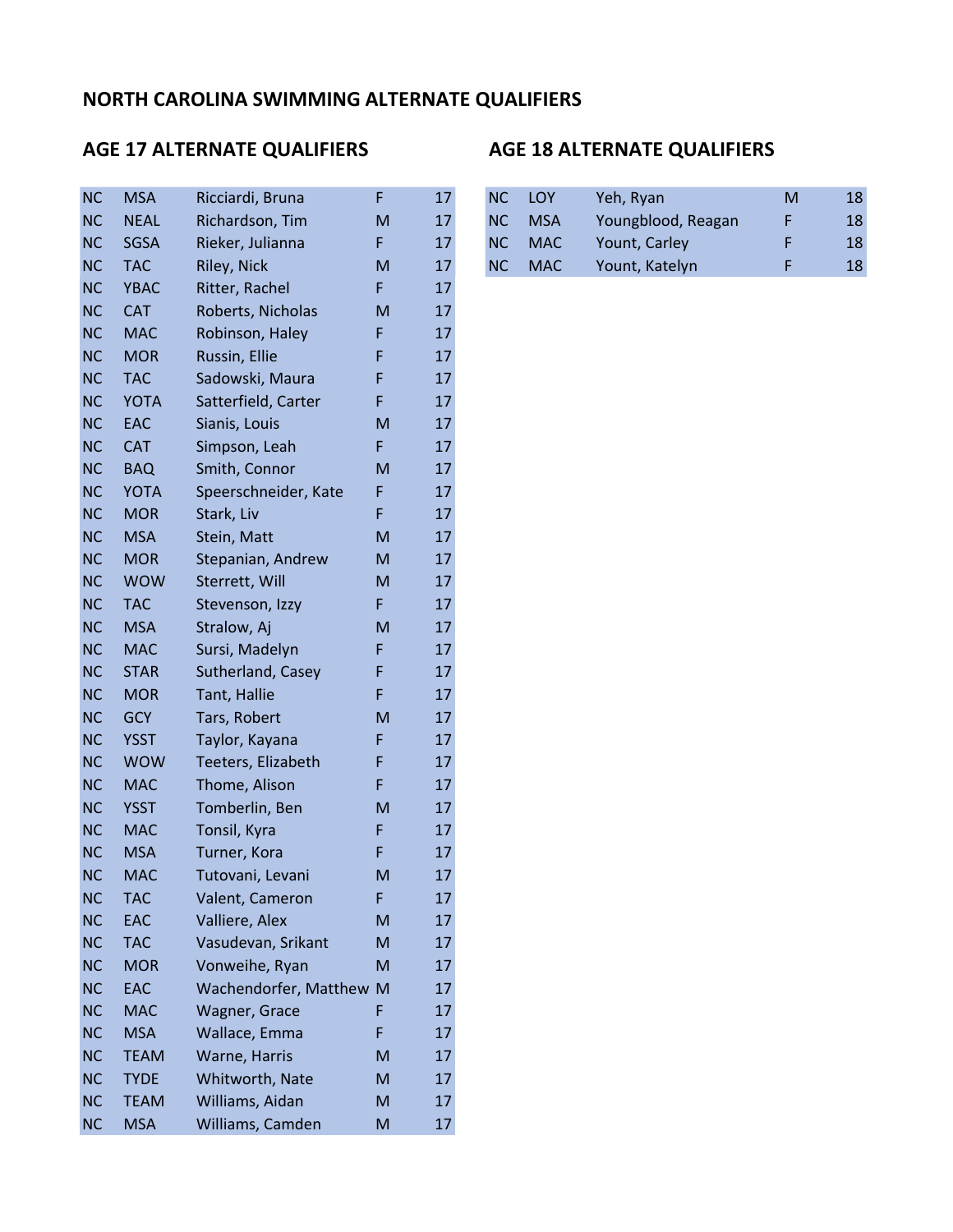# NORTH CAROLINA SWIMMING ALTERNATE QUALIFIERS

## AGE 17 ALTERNATE QUALIFIERS

| | | | | |
|---|---|---|---|---|
| NC | MSA | Ricciardi, Bruna | F | 17 |
| NC | NEAL | Richardson, Tim | M | 17 |
| NC | SGSA | Rieker, Julianna | F | 17 |
| NC | TAC | Riley, Nick | M | 17 |
| NC | YBAC | Ritter, Rachel | F | 17 |
| NC | CAT | Roberts, Nicholas | M | 17 |
| NC | MAC | Robinson, Haley | F | 17 |
| NC | MOR | Russin, Ellie | F | 17 |
| NC | TAC | Sadowski, Maura | F | 17 |
| NC | YOTA | Satterfield, Carter | F | 17 |
| NC | EAC | Sianis, Louis | M | 17 |
| NC | CAT | Simpson, Leah | F | 17 |
| NC | BAQ | Smith, Connor | M | 17 |
| NC | YOTA | Speerschneider, Kate | F | 17 |
| NC | MOR | Stark, Liv | F | 17 |
| NC | MSA | Stein, Matt | M | 17 |
| NC | MOR | Stepanian, Andrew | M | 17 |
| NC | WOW | Sterrett, Will | M | 17 |
| NC | TAC | Stevenson, Izzy | F | 17 |
| NC | MSA | Stralow, Aj | M | 17 |
| NC | MAC | Sursi, Madelyn | F | 17 |
| NC | STAR | Sutherland, Casey | F | 17 |
| NC | MOR | Tant, Hallie | F | 17 |
| NC | GCY | Tars, Robert | M | 17 |
| NC | YSST | Taylor, Kayana | F | 17 |
| NC | WOW | Teeters, Elizabeth | F | 17 |
| NC | MAC | Thome, Alison | F | 17 |
| NC | YSST | Tomberlin, Ben | M | 17 |
| NC | MAC | Tonsil, Kyra | F | 17 |
| NC | MSA | Turner, Kora | F | 17 |
| NC | MAC | Tutovani, Levani | M | 17 |
| NC | TAC | Valent, Cameron | F | 17 |
| NC | EAC | Valliere, Alex | M | 17 |
| NC | TAC | Vasudevan, Srikant | M | 17 |
| NC | MOR | Vonweihe, Ryan | M | 17 |
| NC | EAC | Wachendorfer, Matthew | M | 17 |
| NC | MAC | Wagner, Grace | F | 17 |
| NC | MSA | Wallace, Emma | F | 17 |
| NC | TEAM | Warne, Harris | M | 17 |
| NC | TYDE | Whitworth, Nate | M | 17 |
| NC | TEAM | Williams, Aidan | M | 17 |
| NC | MSA | Williams, Camden | M | 17 |

## AGE 18 ALTERNATE QUALIFIERS

| | | | | |
|---|---|---|---|---|
| NC | LOY | Yeh, Ryan | M | 18 |
| NC | MSA | Youngblood, Reagan | F | 18 |
| NC | MAC | Yount, Carley | F | 18 |
| NC | MAC | Yount, Katelyn | F | 18 |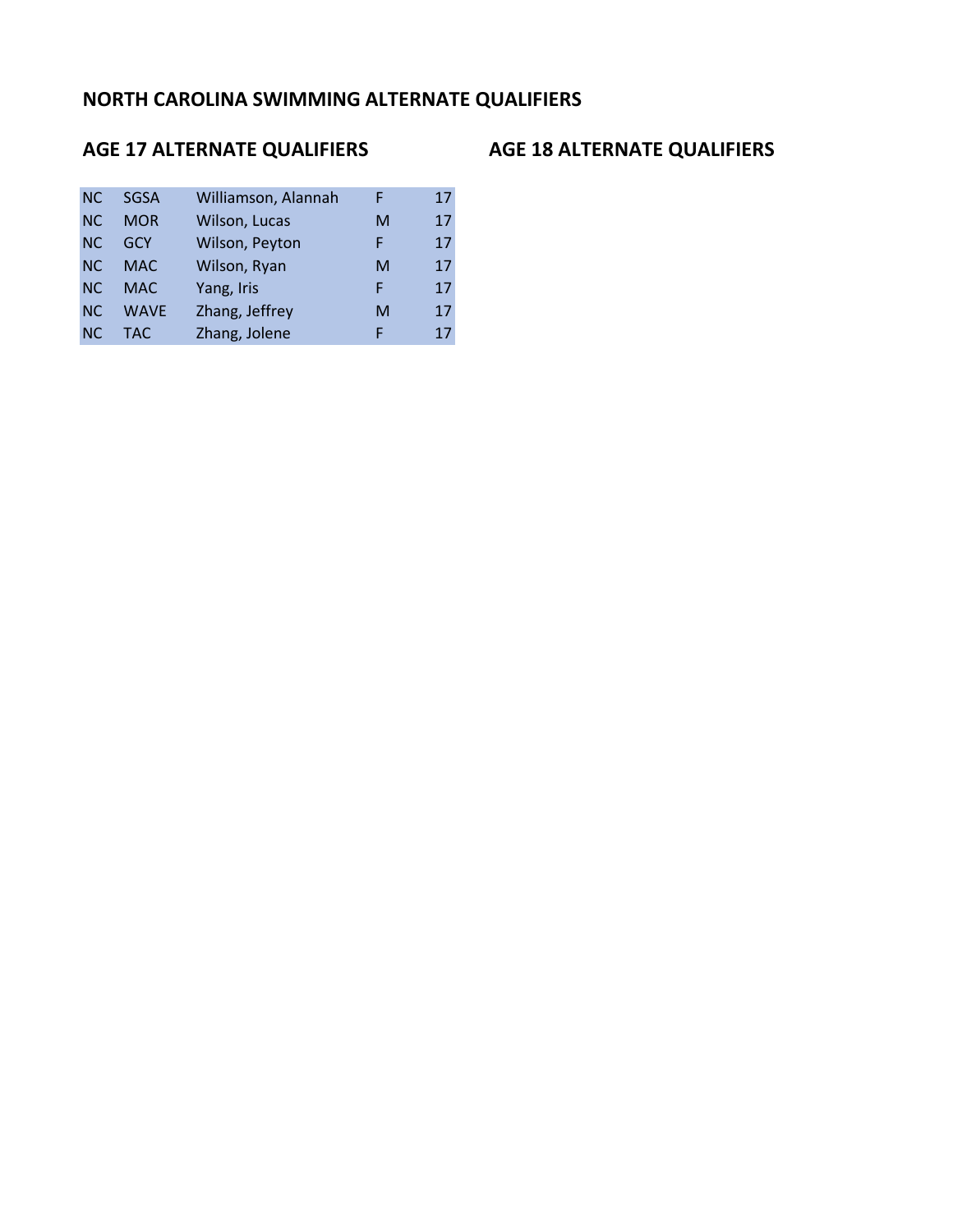# NORTH CAROLINA SWIMMING ALTERNATE QUALIFIERS

## AGE 17 ALTERNATE QUALIFIERS

| | | | | |
|---|---|---|---|---|
| NC | SGSA | Williamson, Alannah | F | 17 |
| NC | MOR | Wilson, Lucas | M | 17 |
| NC | GCY | Wilson, Peyton | F | 17 |
| NC | MAC | Wilson, Ryan | M | 17 |
| NC | MAC | Yang, Iris | F | 17 |
| NC | WAVE | Zhang, Jeffrey | M | 17 |
| NC | TAC | Zhang, Jolene | F | 17 |

## AGE 18 ALTERNATE QUALIFIERS